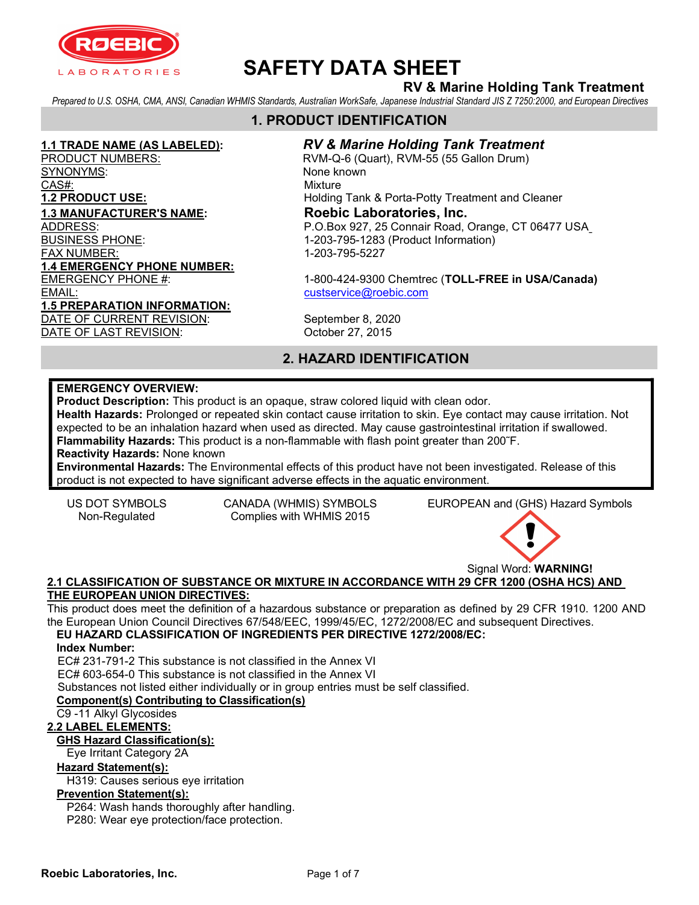# SAFETY DATA SHEET

**RV & Marine Holding Tank Treatment**

*Prepared to U.S. OSHA, CMA, ANSI, Canadian WHMIS Standards, Australian WorkSafe, Japanese Industrial Standard JIS Z 7250:2000, and European Directives*

## 1. PRODUCT IDENTIFICATION

**1.1 TRADE NAME (AS LABELED):** ***RV & Marine Holding Tank Treatment***
PRODUCT NUMBERS: RVM-Q-6 (Quart), RVM-55 (55 Gallon Drum)
SYNONYMS: None known
CAS#: Mixture

**1.2 PRODUCT USE:** Holding Tank & Porta-Potty Treatment and Cleaner

**1.3 MANUFACTURER'S NAME:** **Roebic Laboratories, Inc.**
ADDRESS: P.O.Box 927, 25 Connair Road, Orange, CT 06477 USA
BUSINESS PHONE: 1-203-795-1283 (Product Information)
FAX NUMBER: 1-203-795-5227

**1.4 EMERGENCY PHONE NUMBER:**
EMERGENCY PHONE #: 1-800-424-9300 Chemtrec (**TOLL-FREE in USA/Canada)**
EMAIL: custservice@roebic.com

**1.5 PREPARATION INFORMATION:**
DATE OF CURRENT REVISION: September 8, 2020
DATE OF LAST REVISION: October 27, 2015

## 2. HAZARD IDENTIFICATION

**EMERGENCY OVERVIEW:**
**Product Description:** This product is an opaque, straw colored liquid with clean odor.
**Health Hazards:** Prolonged or repeated skin contact cause irritation to skin. Eye contact may cause irritation. Not expected to be an inhalation hazard when used as directed. May cause gastrointestinal irritation if swallowed.
**Flammability Hazards:** This product is a non-flammable with flash point greater than 200˚F.
**Reactivity Hazards:** None known
**Environmental Hazards:** The Environmental effects of this product have not been investigated. Release of this product is not expected to have significant adverse effects in the aquatic environment.

US DOT SYMBOLS
Non-Regulated

CANADA (WHMIS) SYMBOLS
Complies with WHMIS 2015

EUROPEAN and (GHS) Hazard Symbols

Signal Word: **WARNING!**

**2.1 CLASSIFICATION OF SUBSTANCE OR MIXTURE IN ACCORDANCE WITH 29 CFR 1200 (OSHA HCS) AND THE EUROPEAN UNION DIRECTIVES:**
This product does meet the definition of a hazardous substance or preparation as defined by 29 CFR 1910. 1200 AND the European Union Council Directives 67/548/EEC, 1999/45/EC, 1272/2008/EC and subsequent Directives.

**EU HAZARD CLASSIFICATION OF INGREDIENTS PER DIRECTIVE 1272/2008/EC:**

**Index Number:**
EC# 231-791-2 This substance is not classified in the Annex VI
EC# 603-654-0 This substance is not classified in the Annex VI
Substances not listed either individually or in group entries must be self classified.

**Component(s) Contributing to Classification(s)**
C9 -11 Alkyl Glycosides

**2.2 LABEL ELEMENTS:**

**GHS Hazard Classification(s):**
Eye Irritant Category 2A

**Hazard Statement(s):**
H319: Causes serious eye irritation

**Prevention Statement(s):**
P264: Wash hands thoroughly after handling.
P280: Wear eye protection/face protection.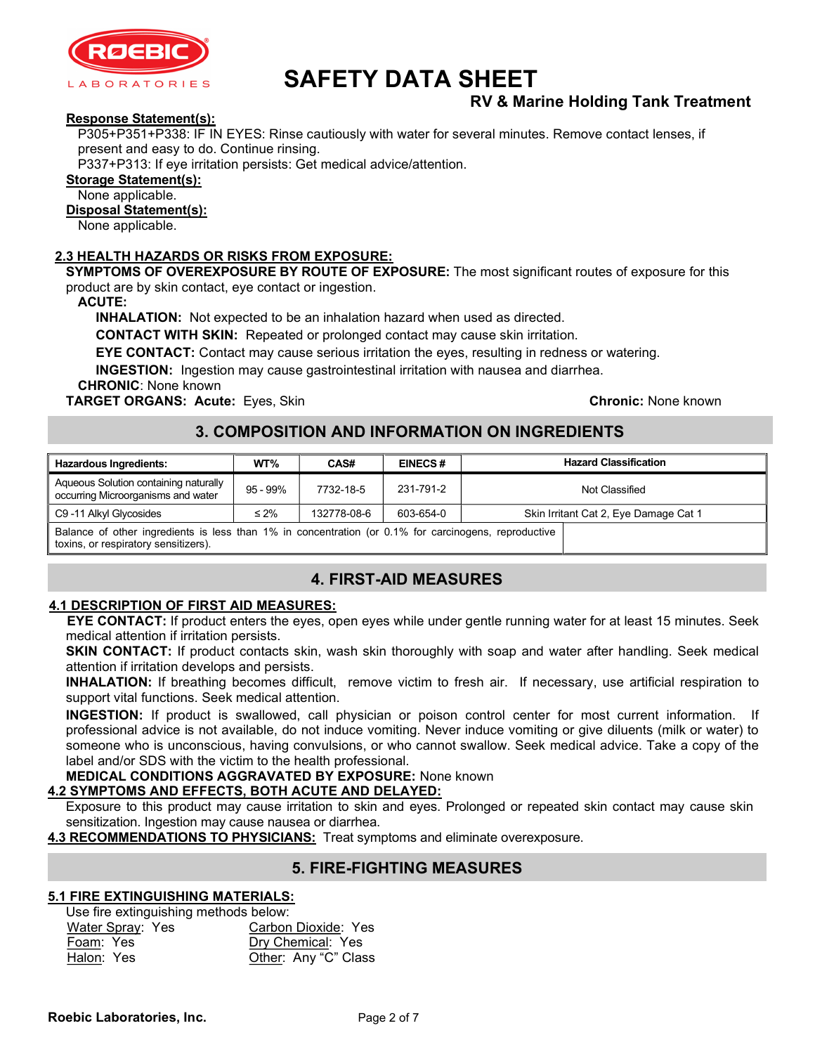**Response Statement(s):**

P305+P351+P338: IF IN EYES: Rinse cautiously with water for several minutes. Remove contact lenses, if present and easy to do. Continue rinsing.

P337+P313: If eye irritation persists: Get medical advice/attention.

**Storage Statement(s):**

None applicable.

**Disposal Statement(s):**

None applicable.

### 2.3 HEALTH HAZARDS OR RISKS FROM EXPOSURE:

**SYMPTOMS OF OVEREXPOSURE BY ROUTE OF EXPOSURE:** The most significant routes of exposure for this product are by skin contact, eye contact or ingestion.

**ACUTE:**

**INHALATION:** Not expected to be an inhalation hazard when used as directed.

**CONTACT WITH SKIN:** Repeated or prolonged contact may cause skin irritation.

**EYE CONTACT:** Contact may cause serious irritation the eyes, resulting in redness or watering.

**INGESTION:** Ingestion may cause gastrointestinal irritation with nausea and diarrhea.

**CHRONIC**: None known

**TARGET ORGANS: Acute:** Eyes, Skin **Chronic:** None known

## 3. COMPOSITION AND INFORMATION ON INGREDIENTS

| Hazardous Ingredients: | WT% | CAS# | EINECS # | Hazard Classification |
|---|---|---|---|---|
| Aqueous Solution containing naturally occurring Microorganisms and water | 95 - 99% | 7732-18-5 | 231-791-2 | Not Classified |
| C9 -11 Alkyl Glycosides | ≤ 2% | 132778-08-6 | 603-654-0 | Skin Irritant Cat 2, Eye Damage Cat 1 |
| Balance of other ingredients is less than 1% in concentration (or 0.1% for carcinogens, reproductive toxins, or respiratory sensitizers). | | | | |

## 4. FIRST-AID MEASURES

### 4.1 DESCRIPTION OF FIRST AID MEASURES:

**EYE CONTACT:** If product enters the eyes, open eyes while under gentle running water for at least 15 minutes. Seek medical attention if irritation persists.

**SKIN CONTACT:** If product contacts skin, wash skin thoroughly with soap and water after handling. Seek medical attention if irritation develops and persists.

**INHALATION:** If breathing becomes difficult, remove victim to fresh air. If necessary, use artificial respiration to support vital functions. Seek medical attention.

**INGESTION:** If product is swallowed, call physician or poison control center for most current information. If professional advice is not available, do not induce vomiting. Never induce vomiting or give diluents (milk or water) to someone who is unconscious, having convulsions, or who cannot swallow. Seek medical advice. Take a copy of the label and/or SDS with the victim to the health professional.

**MEDICAL CONDITIONS AGGRAVATED BY EXPOSURE:** None known

### 4.2 SYMPTOMS AND EFFECTS, BOTH ACUTE AND DELAYED:

Exposure to this product may cause irritation to skin and eyes. Prolonged or repeated skin contact may cause skin sensitization. Ingestion may cause nausea or diarrhea.

**4.3 RECOMMENDATIONS TO PHYSICIANS:** Treat symptoms and eliminate overexposure.

## 5. FIRE-FIGHTING MEASURES

### 5.1 FIRE EXTINGUISHING MATERIALS:

Use fire extinguishing methods below:

Water Spray: Yes
Foam: Yes
Halon: Yes
Carbon Dioxide: Yes
Dry Chemical: Yes
Other: Any "C" Class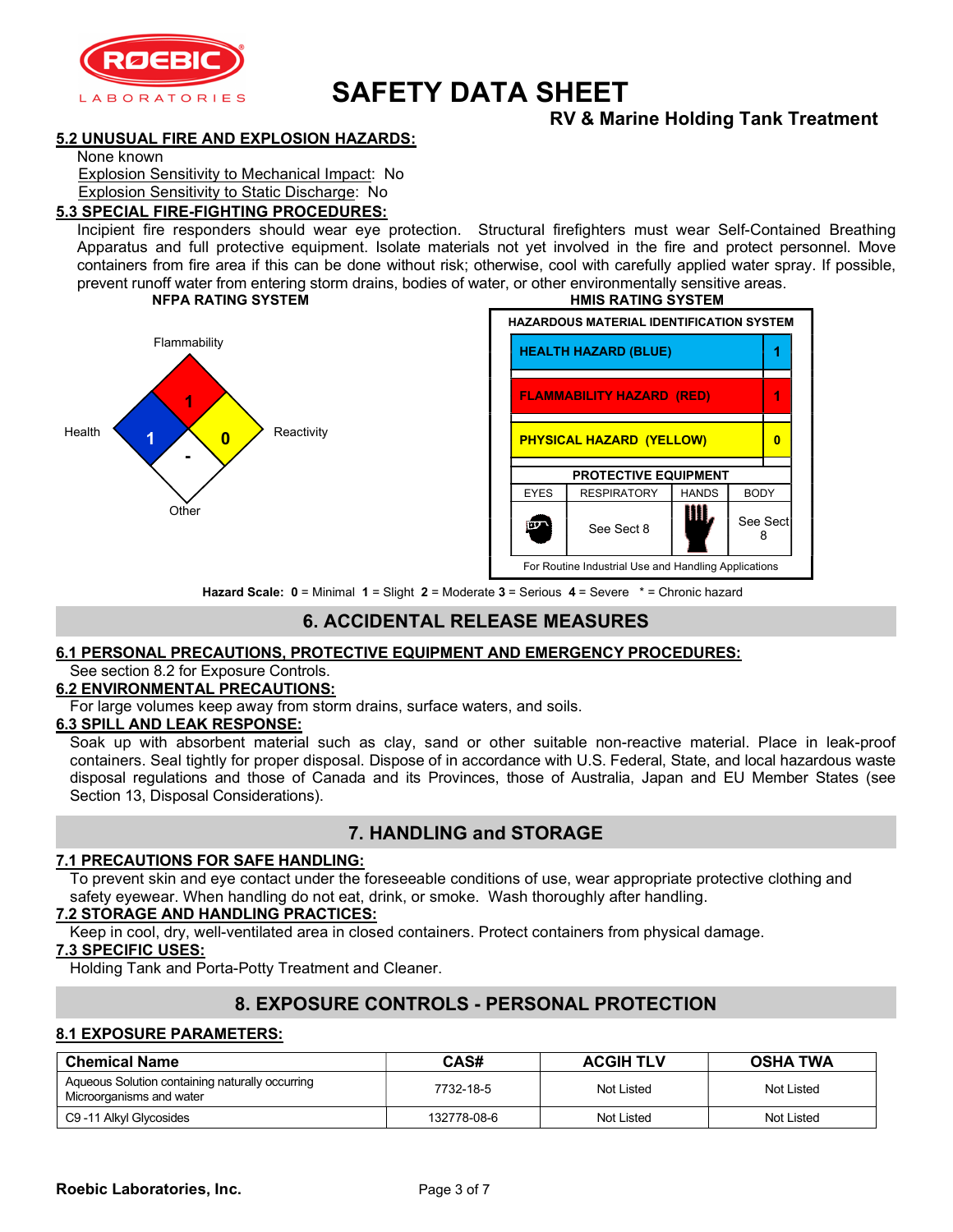### 5.2 UNUSUAL FIRE AND EXPLOSION HAZARDS:

None known

Explosion Sensitivity to Mechanical Impact: No

Explosion Sensitivity to Static Discharge: No

### 5.3 SPECIAL FIRE-FIGHTING PROCEDURES:

Incipient fire responders should wear eye protection. Structural firefighters must wear Self-Contained Breathing Apparatus and full protective equipment. Isolate materials not yet involved in the fire and protect personnel. Move containers from fire area if this can be done without risk; otherwise, cool with carefully applied water spray. If possible, prevent runoff water from entering storm drains, bodies of water, or other environmentally sensitive areas.

**NFPA RATING SYSTEM**

Flammability: 1
Health: 1
Reactivity: 0
Other: -

**HMIS RATING SYSTEM**

| HAZARDOUS MATERIAL IDENTIFICATION SYSTEM | | | |
|---|---|---|---|
| HEALTH HAZARD (BLUE) | | | 1 |
| FLAMMABILITY HAZARD (RED) | | | 1 |
| PHYSICAL HAZARD (YELLOW) | | | 0 |
| PROTECTIVE EQUIPMENT | | | |
| EYES | RESPIRATORY | HANDS | BODY |
| | See Sect 8 | | See Sect 8 |
| For Routine Industrial Use and Handling Applications | | | |

**Hazard Scale: 0** = Minimal **1** = Slight **2** = Moderate **3** = Serious **4** = Severe * = Chronic hazard

## 6. ACCIDENTAL RELEASE MEASURES

### 6.1 PERSONAL PRECAUTIONS, PROTECTIVE EQUIPMENT AND EMERGENCY PROCEDURES:

See section 8.2 for Exposure Controls.

### 6.2 ENVIRONMENTAL PRECAUTIONS:

For large volumes keep away from storm drains, surface waters, and soils.

### 6.3 SPILL AND LEAK RESPONSE:

Soak up with absorbent material such as clay, sand or other suitable non-reactive material. Place in leak-proof containers. Seal tightly for proper disposal. Dispose of in accordance with U.S. Federal, State, and local hazardous waste disposal regulations and those of Canada and its Provinces, those of Australia, Japan and EU Member States (see Section 13, Disposal Considerations).

## 7. HANDLING and STORAGE

### 7.1 PRECAUTIONS FOR SAFE HANDLING:

To prevent skin and eye contact under the foreseeable conditions of use, wear appropriate protective clothing and safety eyewear. When handling do not eat, drink, or smoke. Wash thoroughly after handling.

### 7.2 STORAGE AND HANDLING PRACTICES:

Keep in cool, dry, well-ventilated area in closed containers. Protect containers from physical damage.

### 7.3 SPECIFIC USES:

Holding Tank and Porta-Potty Treatment and Cleaner.

## 8. EXPOSURE CONTROLS - PERSONAL PROTECTION

### 8.1 EXPOSURE PARAMETERS:

| Chemical Name | CAS# | ACGIH TLV | OSHA TWA |
|---|---|---|---|
| Aqueous Solution containing naturally occurring Microorganisms and water | 7732-18-5 | Not Listed | Not Listed |
| C9 -11 Alkyl Glycosides | 132778-08-6 | Not Listed | Not Listed |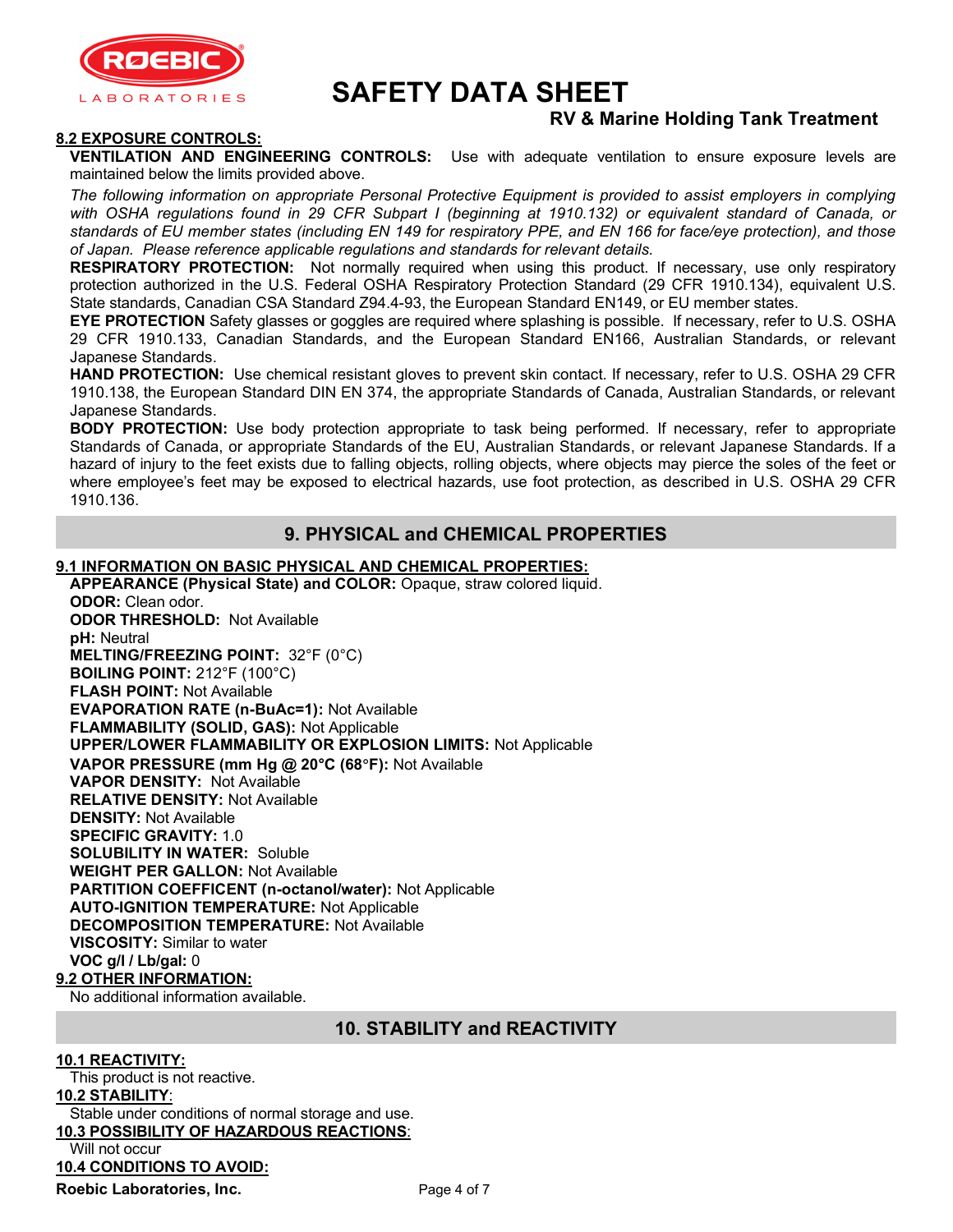### 8.2 EXPOSURE CONTROLS:

**VENTILATION AND ENGINEERING CONTROLS:** Use with adequate ventilation to ensure exposure levels are maintained below the limits provided above.

*The following information on appropriate Personal Protective Equipment is provided to assist employers in complying with OSHA regulations found in 29 CFR Subpart I (beginning at 1910.132) or equivalent standard of Canada, or standards of EU member states (including EN 149 for respiratory PPE, and EN 166 for face/eye protection), and those of Japan. Please reference applicable regulations and standards for relevant details.*

**RESPIRATORY PROTECTION:** Not normally required when using this product. If necessary, use only respiratory protection authorized in the U.S. Federal OSHA Respiratory Protection Standard (29 CFR 1910.134), equivalent U.S. State standards, Canadian CSA Standard Z94.4-93, the European Standard EN149, or EU member states.

**EYE PROTECTION** Safety glasses or goggles are required where splashing is possible. If necessary, refer to U.S. OSHA 29 CFR 1910.133, Canadian Standards, and the European Standard EN166, Australian Standards, or relevant Japanese Standards.

**HAND PROTECTION:** Use chemical resistant gloves to prevent skin contact. If necessary, refer to U.S. OSHA 29 CFR 1910.138, the European Standard DIN EN 374, the appropriate Standards of Canada, Australian Standards, or relevant Japanese Standards.

**BODY PROTECTION:** Use body protection appropriate to task being performed. If necessary, refer to appropriate Standards of Canada, or appropriate Standards of the EU, Australian Standards, or relevant Japanese Standards. If a hazard of injury to the feet exists due to falling objects, rolling objects, where objects may pierce the soles of the feet or where employee's feet may be exposed to electrical hazards, use foot protection, as described in U.S. OSHA 29 CFR 1910.136.

## 9. PHYSICAL and CHEMICAL PROPERTIES

### 9.1 INFORMATION ON BASIC PHYSICAL AND CHEMICAL PROPERTIES:

**APPEARANCE (Physical State) and COLOR:** Opaque, straw colored liquid.
**ODOR:** Clean odor.
**ODOR THRESHOLD:** Not Available
**pH:** Neutral
**MELTING/FREEZING POINT:** 32°F (0°C)
**BOILING POINT:** 212°F (100°C)
**FLASH POINT:** Not Available
**EVAPORATION RATE (n-BuAc=1):** Not Available
**FLAMMABILITY (SOLID, GAS):** Not Applicable
**UPPER/LOWER FLAMMABILITY OR EXPLOSION LIMITS:** Not Applicable
**VAPOR PRESSURE (mm Hg @ 20°C (68°F):** Not Available
**VAPOR DENSITY:** Not Available
**RELATIVE DENSITY:** Not Available
**DENSITY:** Not Available
**SPECIFIC GRAVITY:** 1.0
**SOLUBILITY IN WATER:** Soluble
**WEIGHT PER GALLON:** Not Available
**PARTITION COEFFICENT (n-octanol/water):** Not Applicable
**AUTO-IGNITION TEMPERATURE:** Not Applicable
**DECOMPOSITION TEMPERATURE:** Not Available
**VISCOSITY:** Similar to water
**VOC g/l / Lb/gal:** 0

### 9.2 OTHER INFORMATION:

No additional information available.

## 10. STABILITY and REACTIVITY

### 10.1 REACTIVITY:

This product is not reactive.

### 10.2 STABILITY:

Stable under conditions of normal storage and use.

### 10.3 POSSIBILITY OF HAZARDOUS REACTIONS:

Will not occur

### 10.4 CONDITIONS TO AVOID: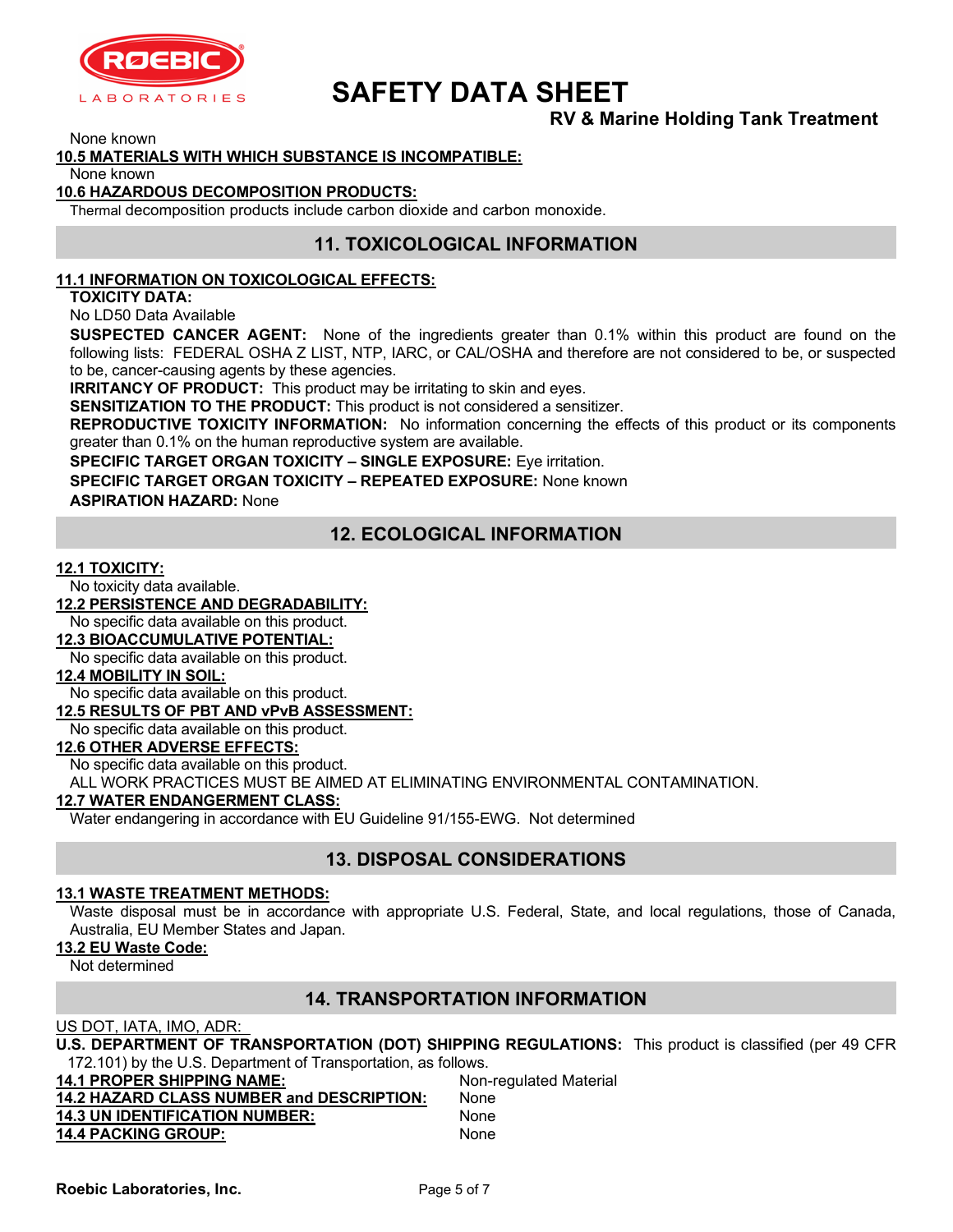None known

**10.5 MATERIALS WITH WHICH SUBSTANCE IS INCOMPATIBLE:**

None known

**10.6 HAZARDOUS DECOMPOSITION PRODUCTS:**

Thermal decomposition products include carbon dioxide and carbon monoxide.

## 11. TOXICOLOGICAL INFORMATION

**11.1 INFORMATION ON TOXICOLOGICAL EFFECTS:**

**TOXICITY DATA:**

No LD50 Data Available

**SUSPECTED CANCER AGENT:** None of the ingredients greater than 0.1% within this product are found on the following lists: FEDERAL OSHA Z LIST, NTP, IARC, or CAL/OSHA and therefore are not considered to be, or suspected to be, cancer-causing agents by these agencies.

**IRRITANCY OF PRODUCT:** This product may be irritating to skin and eyes.

**SENSITIZATION TO THE PRODUCT:** This product is not considered a sensitizer.

**REPRODUCTIVE TOXICITY INFORMATION:** No information concerning the effects of this product or its components greater than 0.1% on the human reproductive system are available.

**SPECIFIC TARGET ORGAN TOXICITY – SINGLE EXPOSURE:** Eye irritation.

**SPECIFIC TARGET ORGAN TOXICITY – REPEATED EXPOSURE:** None known

**ASPIRATION HAZARD:** None

## 12. ECOLOGICAL INFORMATION

**12.1 TOXICITY:**

No toxicity data available.

**12.2 PERSISTENCE AND DEGRADABILITY:**

No specific data available on this product.

**12.3 BIOACCUMULATIVE POTENTIAL:**

No specific data available on this product.

**12.4 MOBILITY IN SOIL:**

No specific data available on this product.

**12.5 RESULTS OF PBT AND vPvB ASSESSMENT:**

No specific data available on this product.

**12.6 OTHER ADVERSE EFFECTS:**

No specific data available on this product.

ALL WORK PRACTICES MUST BE AIMED AT ELIMINATING ENVIRONMENTAL CONTAMINATION.

**12.7 WATER ENDANGERMENT CLASS:**

Water endangering in accordance with EU Guideline 91/155-EWG. Not determined

## 13. DISPOSAL CONSIDERATIONS

**13.1 WASTE TREATMENT METHODS:**

Waste disposal must be in accordance with appropriate U.S. Federal, State, and local regulations, those of Canada, Australia, EU Member States and Japan.

**13.2 EU Waste Code:**

Not determined

## 14. TRANSPORTATION INFORMATION

US DOT, IATA, IMO, ADR:

**U.S. DEPARTMENT OF TRANSPORTATION (DOT) SHIPPING REGULATIONS:** This product is classified (per 49 CFR 172.101) by the U.S. Department of Transportation, as follows.

| | |
|---|---|
| **14.1 PROPER SHIPPING NAME:** | Non-regulated Material |
| **14.2 HAZARD CLASS NUMBER and DESCRIPTION:** | None |
| **14.3 UN IDENTIFICATION NUMBER:** | None |
| **14.4 PACKING GROUP:** | None |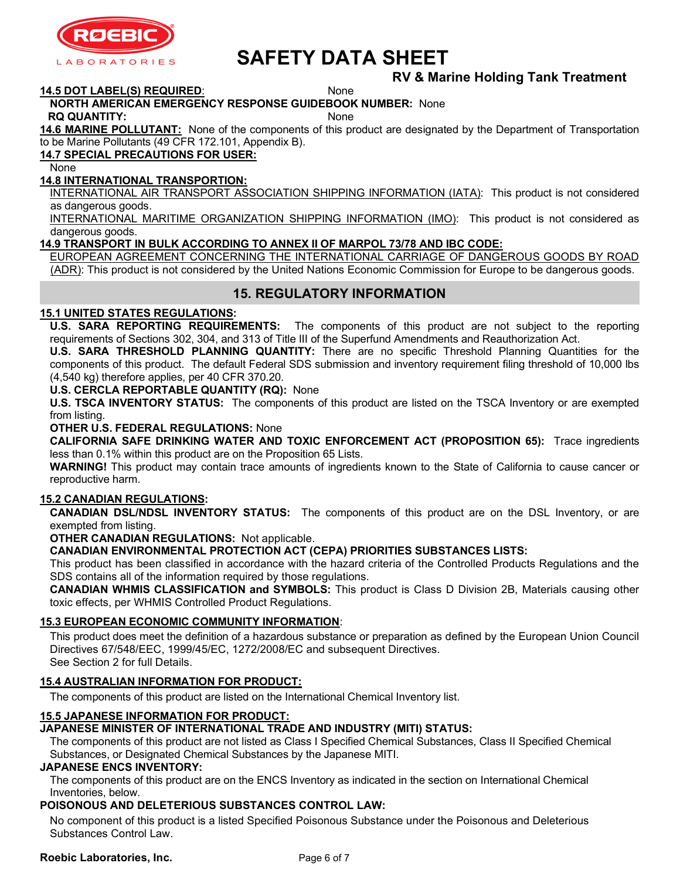**14.5 DOT LABEL(S) REQUIRED**: None

**NORTH AMERICAN EMERGENCY RESPONSE GUIDEBOOK NUMBER:** None

**RQ QUANTITY:** None

**14.6 MARINE POLLUTANT:** None of the components of this product are designated by the Department of Transportation to be Marine Pollutants (49 CFR 172.101, Appendix B).

**14.7 SPECIAL PRECAUTIONS FOR USER:**

None

**14.8 INTERNATIONAL TRANSPORTION:**

INTERNATIONAL AIR TRANSPORT ASSOCIATION SHIPPING INFORMATION (IATA): This product is not considered as dangerous goods.

INTERNATIONAL MARITIME ORGANIZATION SHIPPING INFORMATION (IMO): This product is not considered as dangerous goods.

**14.9 TRANSPORT IN BULK ACCORDING TO ANNEX II OF MARPOL 73/78 AND IBC CODE:**

EUROPEAN AGREEMENT CONCERNING THE INTERNATIONAL CARRIAGE OF DANGEROUS GOODS BY ROAD (ADR): This product is not considered by the United Nations Economic Commission for Europe to be dangerous goods.

## 15. REGULATORY INFORMATION

**15.1 UNITED STATES REGULATIONS:**

**U.S. SARA REPORTING REQUIREMENTS:** The components of this product are not subject to the reporting requirements of Sections 302, 304, and 313 of Title III of the Superfund Amendments and Reauthorization Act.

**U.S. SARA THRESHOLD PLANNING QUANTITY:** There are no specific Threshold Planning Quantities for the components of this product. The default Federal SDS submission and inventory requirement filing threshold of 10,000 lbs (4,540 kg) therefore applies, per 40 CFR 370.20.

**U.S. CERCLA REPORTABLE QUANTITY (RQ):** None

**U.S. TSCA INVENTORY STATUS:** The components of this product are listed on the TSCA Inventory or are exempted from listing.

**OTHER U.S. FEDERAL REGULATIONS:** None

**CALIFORNIA SAFE DRINKING WATER AND TOXIC ENFORCEMENT ACT (PROPOSITION 65):** Trace ingredients less than 0.1% within this product are on the Proposition 65 Lists.

**WARNING!** This product may contain trace amounts of ingredients known to the State of California to cause cancer or reproductive harm.

**15.2 CANADIAN REGULATIONS:**

**CANADIAN DSL/NDSL INVENTORY STATUS:** The components of this product are on the DSL Inventory, or are exempted from listing.

**OTHER CANADIAN REGULATIONS:** Not applicable.

**CANADIAN ENVIRONMENTAL PROTECTION ACT (CEPA) PRIORITIES SUBSTANCES LISTS:**

This product has been classified in accordance with the hazard criteria of the Controlled Products Regulations and the SDS contains all of the information required by those regulations.

**CANADIAN WHMIS CLASSIFICATION and SYMBOLS:** This product is Class D Division 2B, Materials causing other toxic effects, per WHMIS Controlled Product Regulations.

**15.3 EUROPEAN ECONOMIC COMMUNITY INFORMATION**:

This product does meet the definition of a hazardous substance or preparation as defined by the European Union Council Directives 67/548/EEC, 1999/45/EC, 1272/2008/EC and subsequent Directives.
See Section 2 for full Details.

**15.4 AUSTRALIAN INFORMATION FOR PRODUCT:**

The components of this product are listed on the International Chemical Inventory list.

**15.5 JAPANESE INFORMATION FOR PRODUCT:**

**JAPANESE MINISTER OF INTERNATIONAL TRADE AND INDUSTRY (MITI) STATUS:**

The components of this product are not listed as Class I Specified Chemical Substances, Class II Specified Chemical Substances, or Designated Chemical Substances by the Japanese MITI.

**JAPANESE ENCS INVENTORY:**

The components of this product are on the ENCS Inventory as indicated in the section on International Chemical Inventories, below.

**POISONOUS AND DELETERIOUS SUBSTANCES CONTROL LAW:**

No component of this product is a listed Specified Poisonous Substance under the Poisonous and Deleterious Substances Control Law.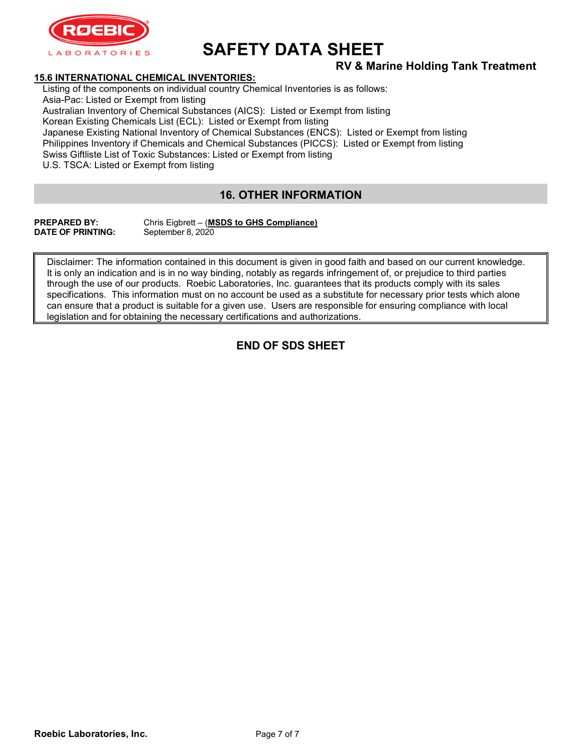**15.6 INTERNATIONAL CHEMICAL INVENTORIES:**

Listing of the components on individual country Chemical Inventories is as follows:
Asia-Pac: Listed or Exempt from listing
Australian Inventory of Chemical Substances (AICS): Listed or Exempt from listing
Korean Existing Chemicals List (ECL): Listed or Exempt from listing
Japanese Existing National Inventory of Chemical Substances (ENCS): Listed or Exempt from listing
Philippines Inventory if Chemicals and Chemical Substances (PICCS): Listed or Exempt from listing
Swiss Giftliste List of Toxic Substances: Listed or Exempt from listing
U.S. TSCA: Listed or Exempt from listing

## 16. OTHER INFORMATION

**PREPARED BY:** Chris Eigbrett – (**MSDS to GHS Compliance)**
**DATE OF PRINTING:** September 8, 2020

Disclaimer: The information contained in this document is given in good faith and based on our current knowledge. It is only an indication and is in no way binding, notably as regards infringement of, or prejudice to third parties through the use of our products. Roebic Laboratories, Inc. guarantees that its products comply with its sales specifications. This information must on no account be used as a substitute for necessary prior tests which alone can ensure that a product is suitable for a given use. Users are responsible for ensuring compliance with local legislation and for obtaining the necessary certifications and authorizations.

**END OF SDS SHEET**